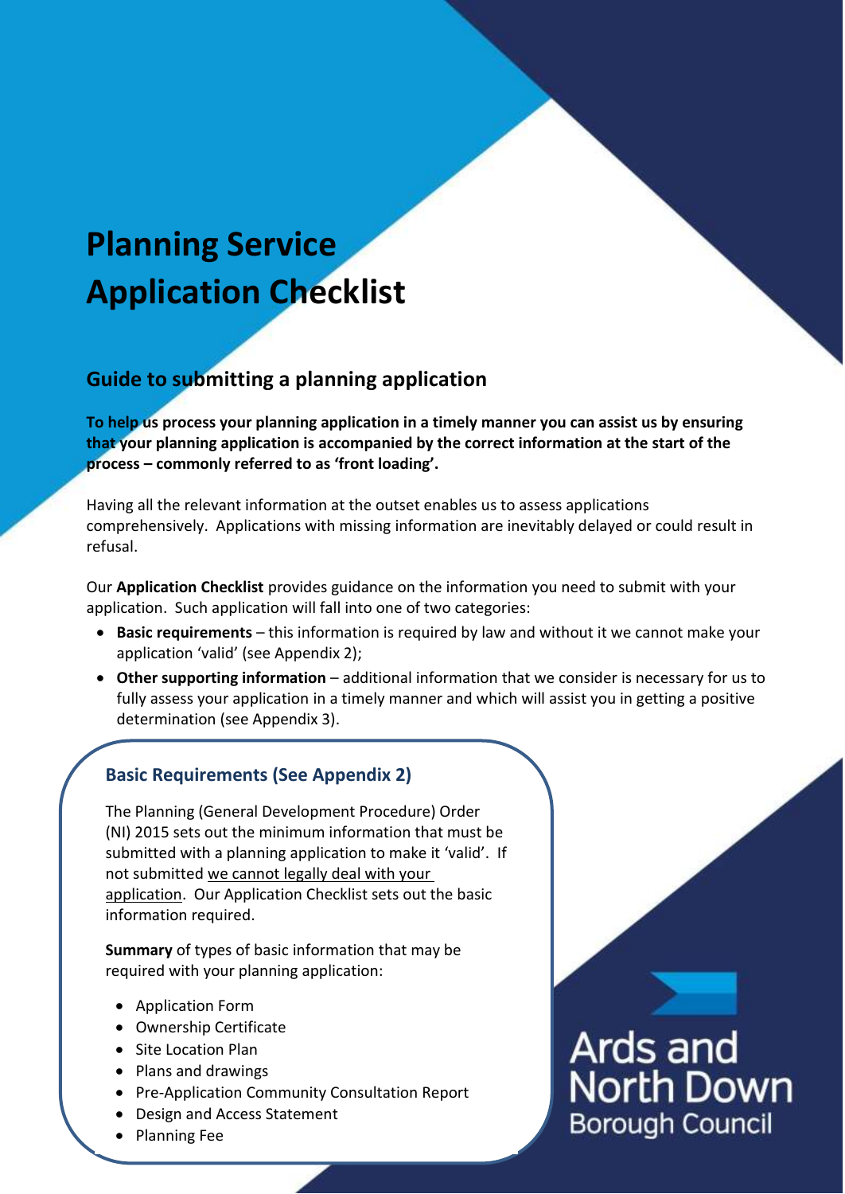# Planning Service
# Application Checklist

## Guide to submitting a planning application

**To help us process your planning application in a timely manner you can assist us by ensuring that your planning application is accompanied by the correct information at the start of the process – commonly referred to as 'front loading'.**

Having all the relevant information at the outset enables us to assess applications comprehensively. Applications with missing information are inevitably delayed or could result in refusal.

Our **Application Checklist** provides guidance on the information you need to submit with your application. Such application will fall into one of two categories:

- **Basic requirements** – this information is required by law and without it we cannot make your application 'valid' (see Appendix 2);
- **Other supporting information** – additional information that we consider is necessary for us to fully assess your application in a timely manner and which will assist you in getting a positive determination (see Appendix 3).

### Basic Requirements (See Appendix 2)

The Planning (General Development Procedure) Order (NI) 2015 sets out the minimum information that must be submitted with a planning application to make it 'valid'. If not submitted we cannot legally deal with your application. Our Application Checklist sets out the basic information required.

**Summary** of types of basic information that may be required with your planning application:

- Application Form
- Ownership Certificate
- Site Location Plan
- Plans and drawings
- Pre-Application Community Consultation Report
- Design and Access Statement
- Planning Fee

Ards and North Down Borough Council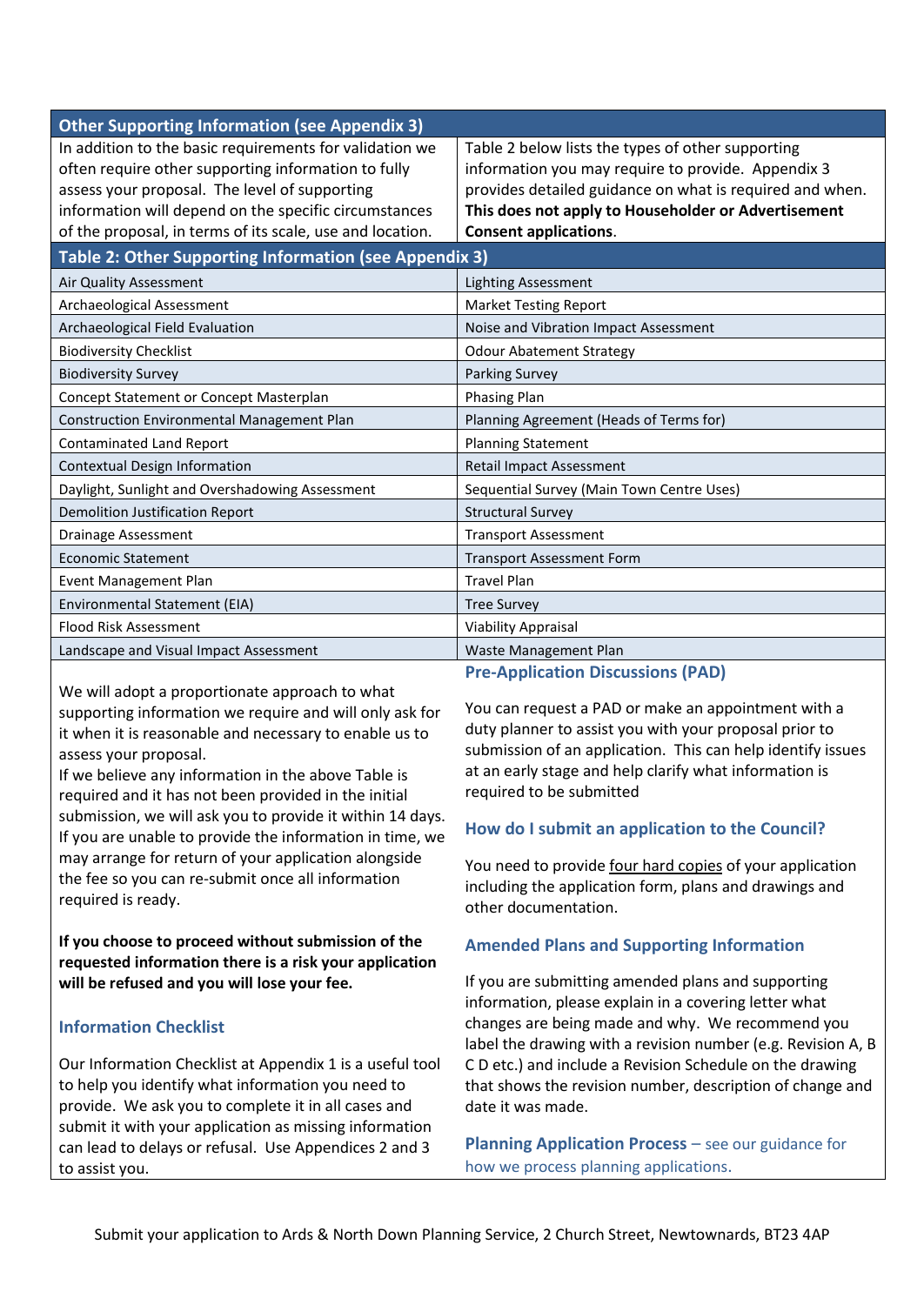## Other Supporting Information (see Appendix 3)

In addition to the basic requirements for validation we often require other supporting information to fully assess your proposal. The level of supporting information will depend on the specific circumstances of the proposal, in terms of its scale, use and location.

Table 2 below lists the types of other supporting information you may require to provide. Appendix 3 provides detailed guidance on what is required and when. **This does not apply to Householder or Advertisement Consent applications**.

## Table 2: Other Supporting Information (see Appendix 3)

| | |
|---|---|
| Air Quality Assessment | Lighting Assessment |
| Archaeological Assessment | Market Testing Report |
| Archaeological Field Evaluation | Noise and Vibration Impact Assessment |
| Biodiversity Checklist | Odour Abatement Strategy |
| Biodiversity Survey | Parking Survey |
| Concept Statement or Concept Masterplan | Phasing Plan |
| Construction Environmental Management Plan | Planning Agreement (Heads of Terms for) |
| Contaminated Land Report | Planning Statement |
| Contextual Design Information | Retail Impact Assessment |
| Daylight, Sunlight and Overshadowing Assessment | Sequential Survey (Main Town Centre Uses) |
| Demolition Justification Report | Structural Survey |
| Drainage Assessment | Transport Assessment |
| Economic Statement | Transport Assessment Form |
| Event Management Plan | Travel Plan |
| Environmental Statement (EIA) | Tree Survey |
| Flood Risk Assessment | Viability Appraisal |
| Landscape and Visual Impact Assessment | Waste Management Plan |

We will adopt a proportionate approach to what supporting information we require and will only ask for it when it is reasonable and necessary to enable us to assess your proposal.
If we believe any information in the above Table is required and it has not been provided in the initial submission, we will ask you to provide it within 14 days. If you are unable to provide the information in time, we may arrange for return of your application alongside the fee so you can re-submit once all information required is ready.

**If you choose to proceed without submission of the requested information there is a risk your application will be refused and you will lose your fee.**

### Information Checklist

Our Information Checklist at Appendix 1 is a useful tool to help you identify what information you need to provide. We ask you to complete it in all cases and submit it with your application as missing information can lead to delays or refusal. Use Appendices 2 and 3 to assist you.

### Pre-Application Discussions (PAD)

You can request a PAD or make an appointment with a duty planner to assist you with your proposal prior to submission of an application. This can help identify issues at an early stage and help clarify what information is required to be submitted

### How do I submit an application to the Council?

You need to provide four hard copies of your application including the application form, plans and drawings and other documentation.

### Amended Plans and Supporting Information

If you are submitting amended plans and supporting information, please explain in a covering letter what changes are being made and why. We recommend you label the drawing with a revision number (e.g. Revision A, B C D etc.) and include a Revision Schedule on the drawing that shows the revision number, description of change and date it was made.

**Planning Application Process** – see our guidance for how we process planning applications.

Submit your application to Ards & North Down Planning Service, 2 Church Street, Newtownards, BT23 4AP